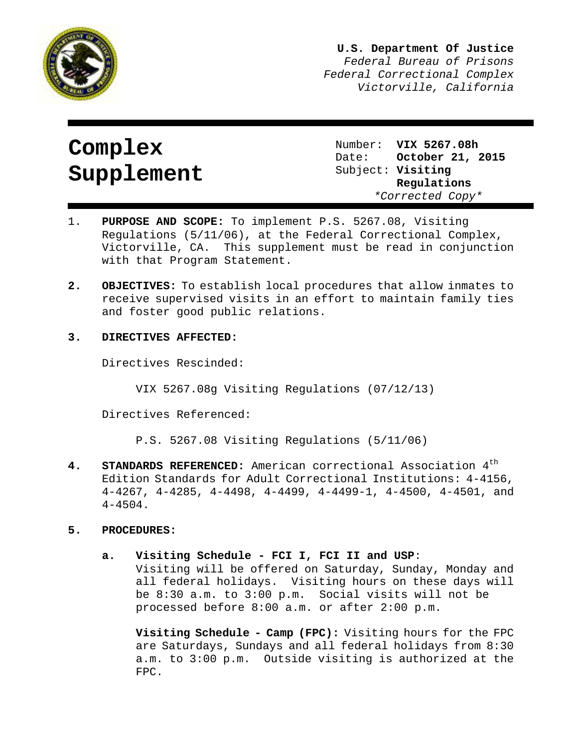**U.S. Department Of Justice**
*Federal Bureau of Prisons*
*Federal Correctional Complex*
*Victorville, California*

# Complex Supplement

Number: **VIX 5267.08h**
Date: **October 21, 2015**
Subject: **Visiting Regulations**
*\*Corrected Copy\**

1. **PURPOSE AND SCOPE:** To implement P.S. 5267.08, Visiting Regulations (5/11/06), at the Federal Correctional Complex, Victorville, CA. This supplement must be read in conjunction with that Program Statement.

2. **OBJECTIVES:** To establish local procedures that allow inmates to receive supervised visits in an effort to maintain family ties and foster good public relations.

3. **DIRECTIVES AFFECTED:**

   Directives Rescinded:

   VIX 5267.08g Visiting Regulations (07/12/13)

   Directives Referenced:

   P.S. 5267.08 Visiting Regulations (5/11/06)

4. **STANDARDS REFERENCED:** American correctional Association 4th Edition Standards for Adult Correctional Institutions: 4-4156, 4-4267, 4-4285, 4-4498, 4-4499, 4-4499-1, 4-4500, 4-4501, and 4-4504.

5. **PROCEDURES:**

   a. **Visiting Schedule - FCI I, FCI II and USP**:
   Visiting will be offered on Saturday, Sunday, Monday and all federal holidays. Visiting hours on these days will be 8:30 a.m. to 3:00 p.m. Social visits will not be processed before 8:00 a.m. or after 2:00 p.m.

   **Visiting Schedule - Camp (FPC):** Visiting hours for the FPC are Saturdays, Sundays and all federal holidays from 8:30 a.m. to 3:00 p.m. Outside visiting is authorized at the FPC.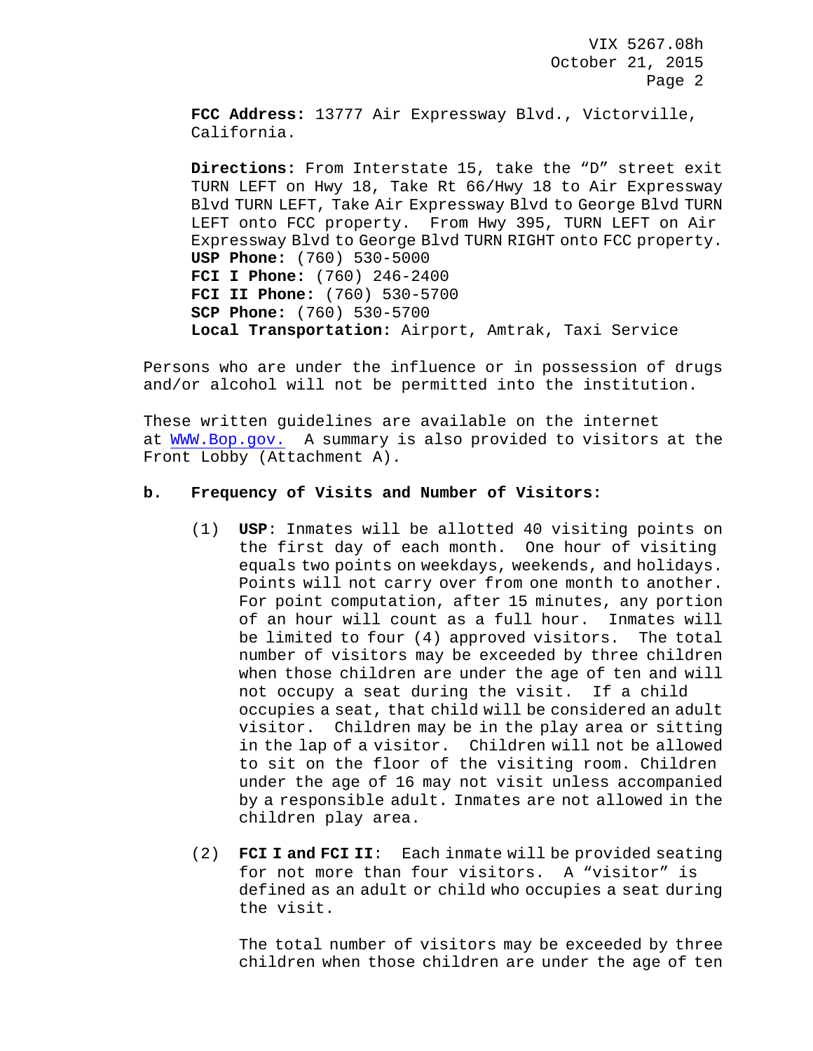**FCC Address:** 13777 Air Expressway Blvd., Victorville, California.

**Directions:** From Interstate 15, take the “D” street exit TURN LEFT on Hwy 18, Take Rt 66/Hwy 18 to Air Expressway Blvd TURN LEFT, Take Air Expressway Blvd to George Blvd TURN LEFT onto FCC property. From Hwy 395, TURN LEFT on Air Expressway Blvd to George Blvd TURN RIGHT onto FCC property.
**USP Phone:** (760) 530-5000
**FCI I Phone:** (760) 246-2400
**FCI II Phone:** (760) 530-5700
**SCP Phone:** (760) 530-5700
**Local Transportation:** Airport, Amtrak, Taxi Service

Persons who are under the influence or in possession of drugs and/or alcohol will not be permitted into the institution.

These written guidelines are available on the internet at WWW.Bop.gov. A summary is also provided to visitors at the Front Lobby (Attachment A).

**b. Frequency of Visits and Number of Visitors:**

(1) **USP**: Inmates will be allotted 40 visiting points on the first day of each month. One hour of visiting equals two points on weekdays, weekends, and holidays. Points will not carry over from one month to another. For point computation, after 15 minutes, any portion of an hour will count as a full hour. Inmates will be limited to four (4) approved visitors. The total number of visitors may be exceeded by three children when those children are under the age of ten and will not occupy a seat during the visit. If a child occupies a seat, that child will be considered an adult visitor. Children may be in the play area or sitting in the lap of a visitor. Children will not be allowed to sit on the floor of the visiting room. Children under the age of 16 may not visit unless accompanied by a responsible adult. Inmates are not allowed in the children play area.

(2) **FCI I and FCI II**: Each inmate will be provided seating for not more than four visitors. A “visitor” is defined as an adult or child who occupies a seat during the visit.

The total number of visitors may be exceeded by three children when those children are under the age of ten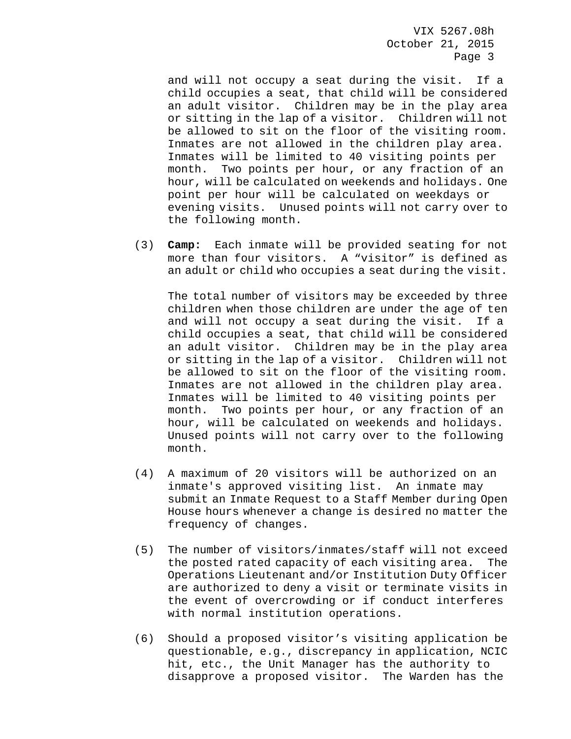and will not occupy a seat during the visit. If a child occupies a seat, that child will be considered an adult visitor. Children may be in the play area or sitting in the lap of a visitor. Children will not be allowed to sit on the floor of the visiting room. Inmates are not allowed in the children play area. Inmates will be limited to 40 visiting points per month. Two points per hour, or any fraction of an hour, will be calculated on weekends and holidays. One point per hour will be calculated on weekdays or evening visits. Unused points will not carry over to the following month.

(3) **Camp:** Each inmate will be provided seating for not more than four visitors. A "visitor" is defined as an adult or child who occupies a seat during the visit.

The total number of visitors may be exceeded by three children when those children are under the age of ten and will not occupy a seat during the visit. If a child occupies a seat, that child will be considered an adult visitor. Children may be in the play area or sitting in the lap of a visitor. Children will not be allowed to sit on the floor of the visiting room. Inmates are not allowed in the children play area. Inmates will be limited to 40 visiting points per month. Two points per hour, or any fraction of an hour, will be calculated on weekends and holidays. Unused points will not carry over to the following month.

(4) A maximum of 20 visitors will be authorized on an inmate's approved visiting list. An inmate may submit an Inmate Request to a Staff Member during Open House hours whenever a change is desired no matter the frequency of changes.

(5) The number of visitors/inmates/staff will not exceed the posted rated capacity of each visiting area. The Operations Lieutenant and/or Institution Duty Officer are authorized to deny a visit or terminate visits in the event of overcrowding or if conduct interferes with normal institution operations.

(6) Should a proposed visitor's visiting application be questionable, e.g., discrepancy in application, NCIC hit, etc., the Unit Manager has the authority to disapprove a proposed visitor. The Warden has the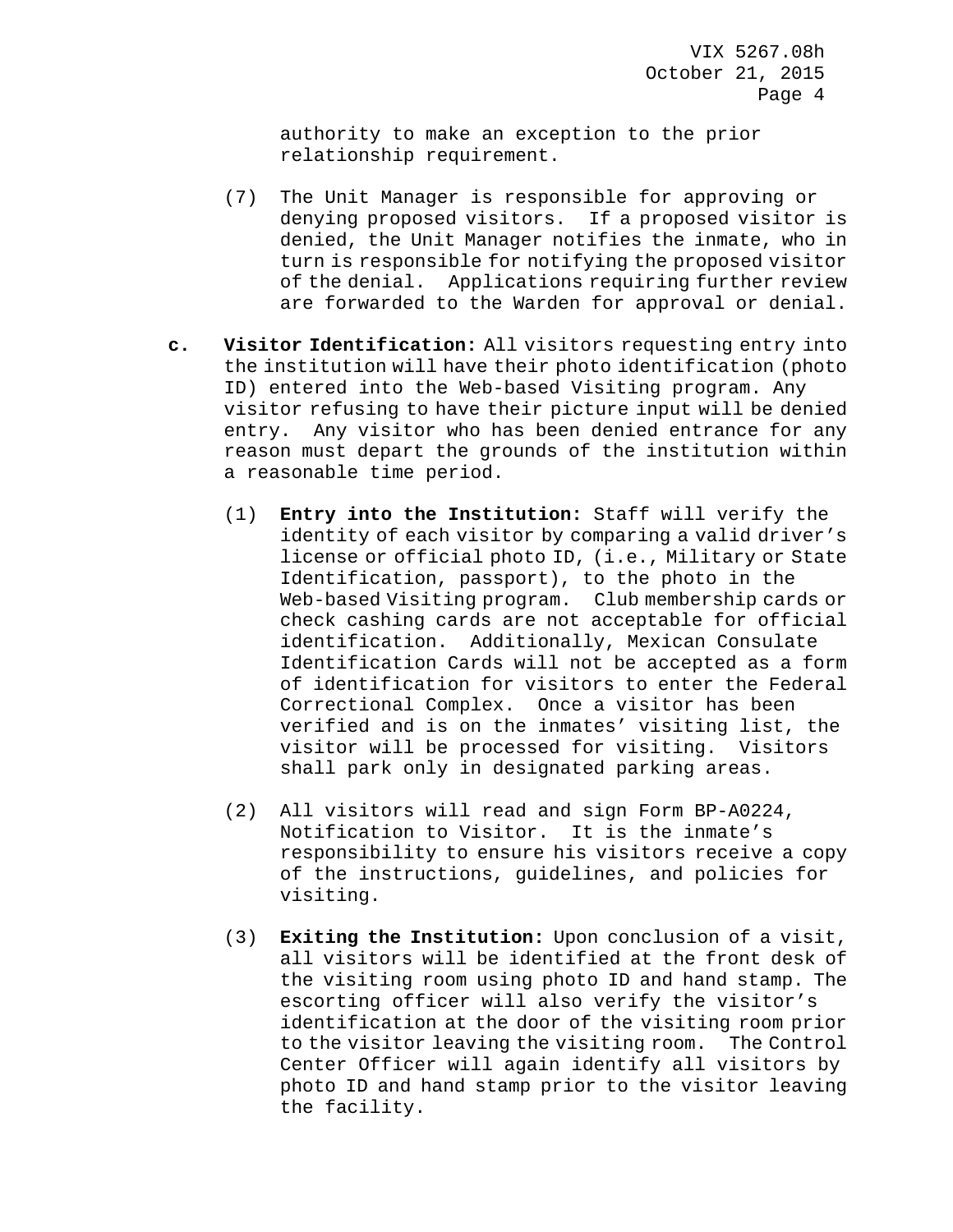authority to make an exception to the prior relationship requirement.

(7) The Unit Manager is responsible for approving or denying proposed visitors. If a proposed visitor is denied, the Unit Manager notifies the inmate, who in turn is responsible for notifying the proposed visitor of the denial. Applications requiring further review are forwarded to the Warden for approval or denial.

**c. Visitor Identification:** All visitors requesting entry into the institution will have their photo identification (photo ID) entered into the Web-based Visiting program. Any visitor refusing to have their picture input will be denied entry. Any visitor who has been denied entrance for any reason must depart the grounds of the institution within a reasonable time period.

(1) **Entry into the Institution:** Staff will verify the identity of each visitor by comparing a valid driver's license or official photo ID, (i.e., Military or State Identification, passport), to the photo in the Web-based Visiting program. Club membership cards or check cashing cards are not acceptable for official identification. Additionally, Mexican Consulate Identification Cards will not be accepted as a form of identification for visitors to enter the Federal Correctional Complex. Once a visitor has been verified and is on the inmates' visiting list, the visitor will be processed for visiting. Visitors shall park only in designated parking areas.

(2) All visitors will read and sign Form BP-A0224, Notification to Visitor. It is the inmate's responsibility to ensure his visitors receive a copy of the instructions, guidelines, and policies for visiting.

(3) **Exiting the Institution:** Upon conclusion of a visit, all visitors will be identified at the front desk of the visiting room using photo ID and hand stamp. The escorting officer will also verify the visitor's identification at the door of the visiting room prior to the visitor leaving the visiting room. The Control Center Officer will again identify all visitors by photo ID and hand stamp prior to the visitor leaving the facility.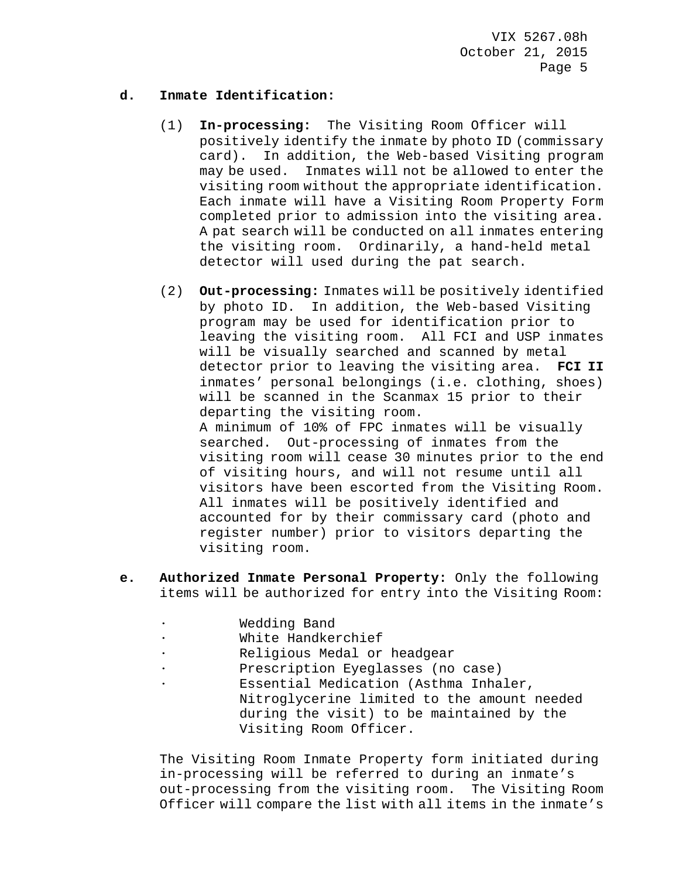**d. Inmate Identification:**

(1) **In-processing:** The Visiting Room Officer will positively identify the inmate by photo ID (commissary card). In addition, the Web-based Visiting program may be used. Inmates will not be allowed to enter the visiting room without the appropriate identification. Each inmate will have a Visiting Room Property Form completed prior to admission into the visiting area. A pat search will be conducted on all inmates entering the visiting room. Ordinarily, a hand-held metal detector will used during the pat search.

(2) **Out-processing:** Inmates will be positively identified by photo ID. In addition, the Web-based Visiting program may be used for identification prior to leaving the visiting room. All FCI and USP inmates will be visually searched and scanned by metal detector prior to leaving the visiting area. **FCI II** inmates' personal belongings (i.e. clothing, shoes) will be scanned in the Scanmax 15 prior to their departing the visiting room.
A minimum of 10% of FPC inmates will be visually searched. Out-processing of inmates from the visiting room will cease 30 minutes prior to the end of visiting hours, and will not resume until all visitors have been escorted from the Visiting Room. All inmates will be positively identified and accounted for by their commissary card (photo and register number) prior to visitors departing the visiting room.

**e. Authorized Inmate Personal Property:** Only the following items will be authorized for entry into the Visiting Room:

- Wedding Band
- White Handkerchief
- Religious Medal or headgear
- Prescription Eyeglasses (no case)
- Essential Medication (Asthma Inhaler, Nitroglycerine limited to the amount needed during the visit) to be maintained by the Visiting Room Officer.

The Visiting Room Inmate Property form initiated during in-processing will be referred to during an inmate's out-processing from the visiting room. The Visiting Room Officer will compare the list with all items in the inmate's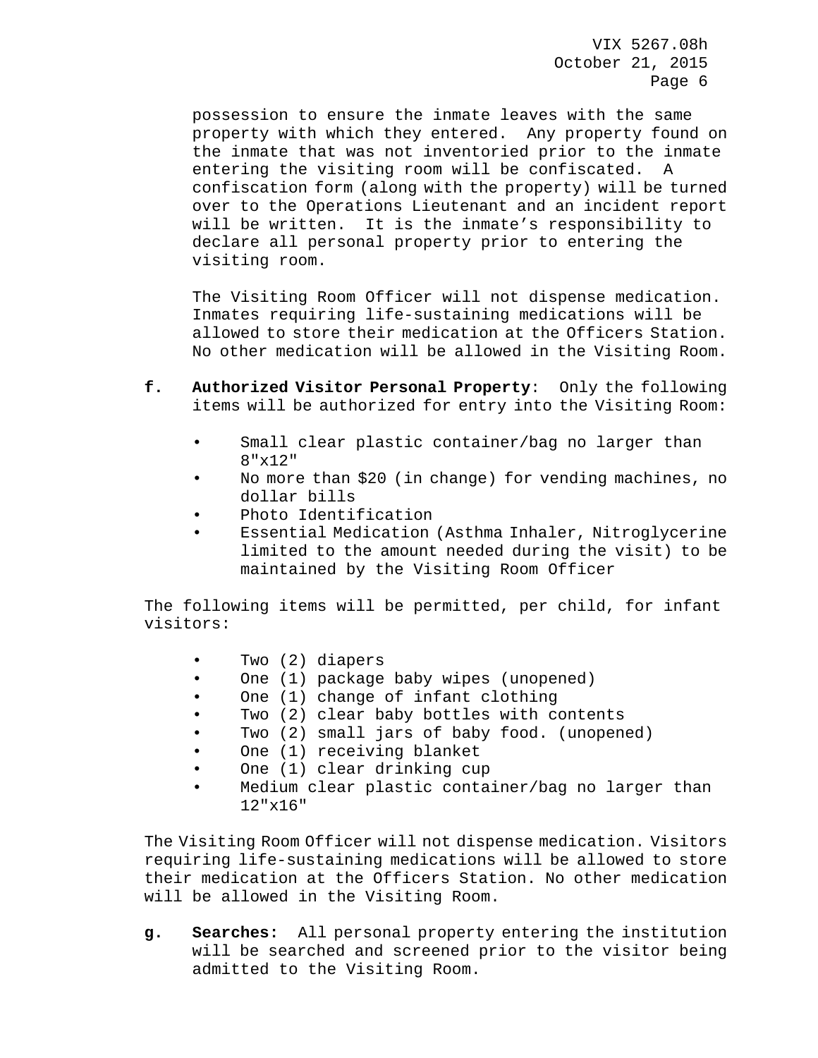possession to ensure the inmate leaves with the same property with which they entered. Any property found on the inmate that was not inventoried prior to the inmate entering the visiting room will be confiscated. A confiscation form (along with the property) will be turned over to the Operations Lieutenant and an incident report will be written. It is the inmate's responsibility to declare all personal property prior to entering the visiting room.

The Visiting Room Officer will not dispense medication. Inmates requiring life-sustaining medications will be allowed to store their medication at the Officers Station. No other medication will be allowed in the Visiting Room.

**f. Authorized Visitor Personal Property**: Only the following items will be authorized for entry into the Visiting Room:

- Small clear plastic container/bag no larger than 8"x12"
- No more than $20 (in change) for vending machines, no dollar bills
- Photo Identification
- Essential Medication (Asthma Inhaler, Nitroglycerine limited to the amount needed during the visit) to be maintained by the Visiting Room Officer

The following items will be permitted, per child, for infant visitors:

- Two (2) diapers
- One (1) package baby wipes (unopened)
- One (1) change of infant clothing
- Two (2) clear baby bottles with contents
- Two (2) small jars of baby food. (unopened)
- One (1) receiving blanket
- One (1) clear drinking cup
- Medium clear plastic container/bag no larger than 12"x16"

The Visiting Room Officer will not dispense medication. Visitors requiring life-sustaining medications will be allowed to store their medication at the Officers Station. No other medication will be allowed in the Visiting Room.

**g. Searches:** All personal property entering the institution will be searched and screened prior to the visitor being admitted to the Visiting Room.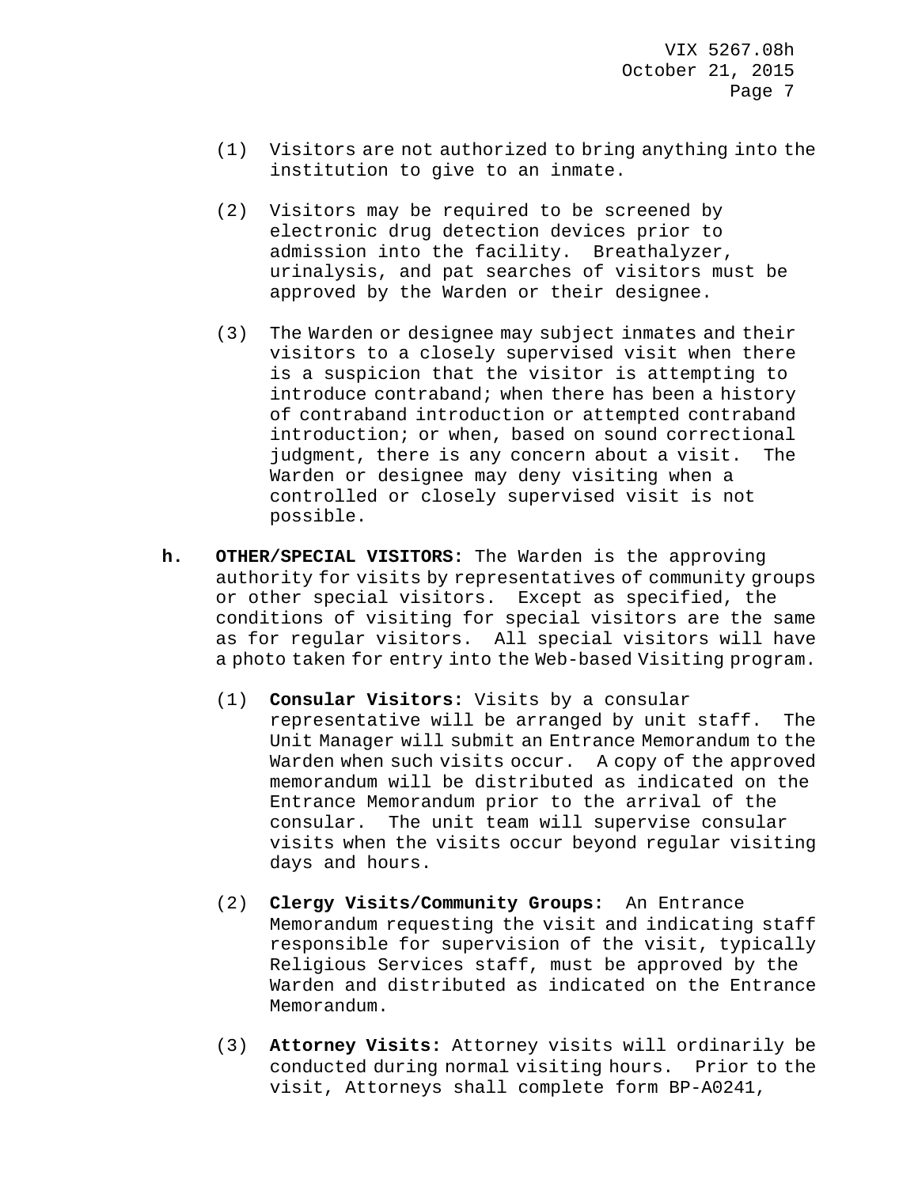(1) Visitors are not authorized to bring anything into the institution to give to an inmate.

(2) Visitors may be required to be screened by electronic drug detection devices prior to admission into the facility. Breathalyzer, urinalysis, and pat searches of visitors must be approved by the Warden or their designee.

(3) The Warden or designee may subject inmates and their visitors to a closely supervised visit when there is a suspicion that the visitor is attempting to introduce contraband; when there has been a history of contraband introduction or attempted contraband introduction; or when, based on sound correctional judgment, there is any concern about a visit. The Warden or designee may deny visiting when a controlled or closely supervised visit is not possible.

**h.** **OTHER/SPECIAL VISITORS:** The Warden is the approving authority for visits by representatives of community groups or other special visitors. Except as specified, the conditions of visiting for special visitors are the same as for regular visitors. All special visitors will have a photo taken for entry into the Web-based Visiting program.

(1) **Consular Visitors:** Visits by a consular representative will be arranged by unit staff. The Unit Manager will submit an Entrance Memorandum to the Warden when such visits occur. A copy of the approved memorandum will be distributed as indicated on the Entrance Memorandum prior to the arrival of the consular. The unit team will supervise consular visits when the visits occur beyond regular visiting days and hours.

(2) **Clergy Visits/Community Groups:** An Entrance Memorandum requesting the visit and indicating staff responsible for supervision of the visit, typically Religious Services staff, must be approved by the Warden and distributed as indicated on the Entrance Memorandum.

(3) **Attorney Visits:** Attorney visits will ordinarily be conducted during normal visiting hours. Prior to the visit, Attorneys shall complete form BP-A0241,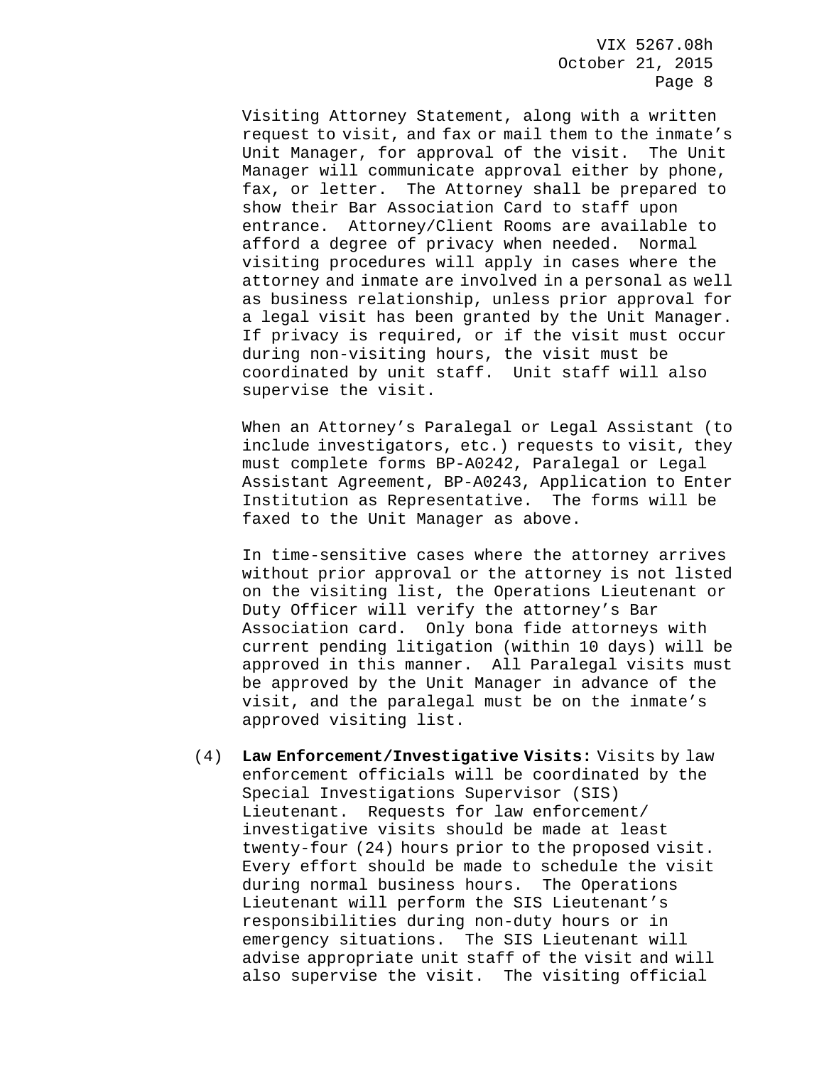Visiting Attorney Statement, along with a written request to visit, and fax or mail them to the inmate's Unit Manager, for approval of the visit. The Unit Manager will communicate approval either by phone, fax, or letter. The Attorney shall be prepared to show their Bar Association Card to staff upon entrance. Attorney/Client Rooms are available to afford a degree of privacy when needed. Normal visiting procedures will apply in cases where the attorney and inmate are involved in a personal as well as business relationship, unless prior approval for a legal visit has been granted by the Unit Manager. If privacy is required, or if the visit must occur during non-visiting hours, the visit must be coordinated by unit staff. Unit staff will also supervise the visit.

When an Attorney's Paralegal or Legal Assistant (to include investigators, etc.) requests to visit, they must complete forms BP-A0242, Paralegal or Legal Assistant Agreement, BP-A0243, Application to Enter Institution as Representative. The forms will be faxed to the Unit Manager as above.

In time-sensitive cases where the attorney arrives without prior approval or the attorney is not listed on the visiting list, the Operations Lieutenant or Duty Officer will verify the attorney's Bar Association card. Only bona fide attorneys with current pending litigation (within 10 days) will be approved in this manner. All Paralegal visits must be approved by the Unit Manager in advance of the visit, and the paralegal must be on the inmate's approved visiting list.

(4) **Law Enforcement/Investigative Visits:** Visits by law enforcement officials will be coordinated by the Special Investigations Supervisor (SIS) Lieutenant. Requests for law enforcement/ investigative visits should be made at least twenty-four (24) hours prior to the proposed visit. Every effort should be made to schedule the visit during normal business hours. The Operations Lieutenant will perform the SIS Lieutenant's responsibilities during non-duty hours or in emergency situations. The SIS Lieutenant will advise appropriate unit staff of the visit and will also supervise the visit. The visiting official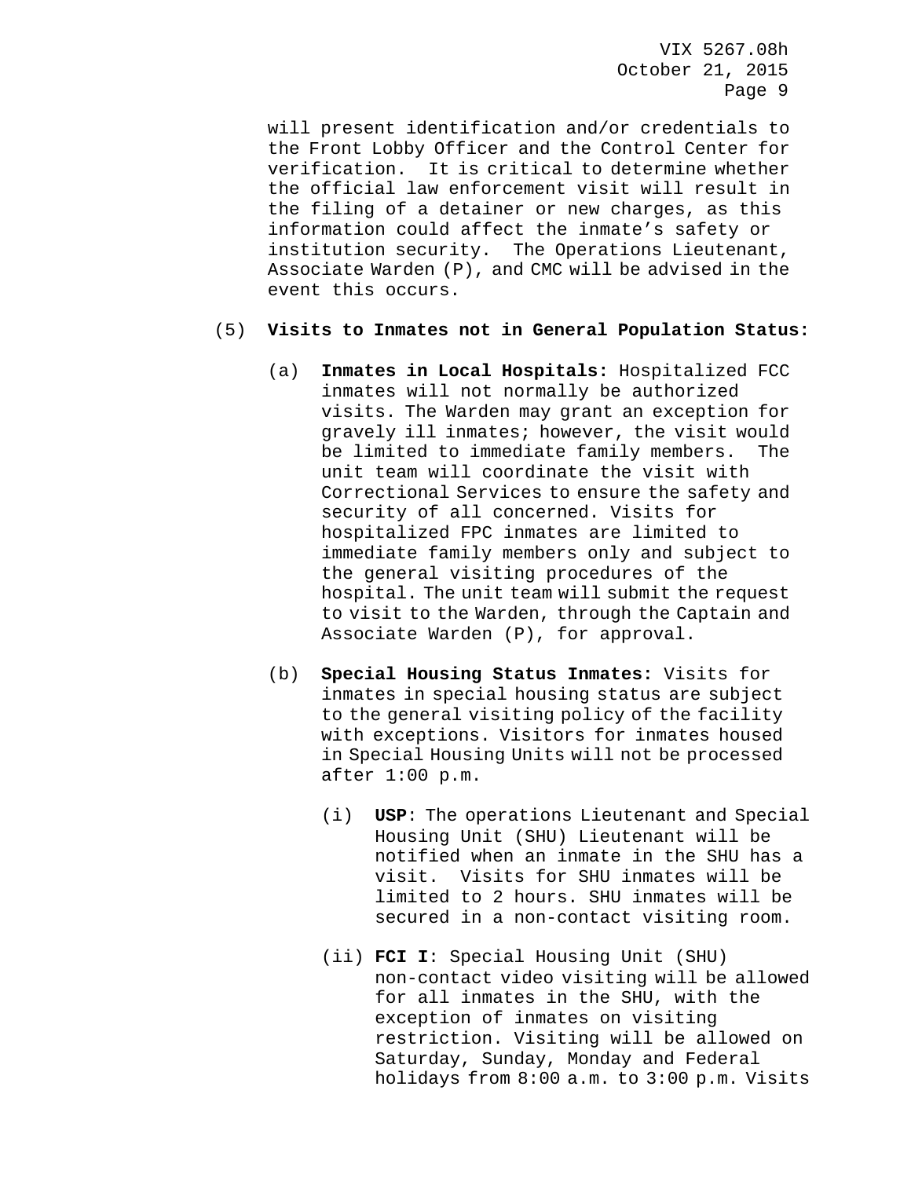will present identification and/or credentials to the Front Lobby Officer and the Control Center for verification. It is critical to determine whether the official law enforcement visit will result in the filing of a detainer or new charges, as this information could affect the inmate's safety or institution security. The Operations Lieutenant, Associate Warden (P), and CMC will be advised in the event this occurs.

(5) **Visits to Inmates not in General Population Status:**

(a) **Inmates in Local Hospitals:** Hospitalized FCC inmates will not normally be authorized visits. The Warden may grant an exception for gravely ill inmates; however, the visit would be limited to immediate family members. The unit team will coordinate the visit with Correctional Services to ensure the safety and security of all concerned. Visits for hospitalized FPC inmates are limited to immediate family members only and subject to the general visiting procedures of the hospital. The unit team will submit the request to visit to the Warden, through the Captain and Associate Warden (P), for approval.

(b) **Special Housing Status Inmates:** Visits for inmates in special housing status are subject to the general visiting policy of the facility with exceptions. Visitors for inmates housed in Special Housing Units will not be processed after 1:00 p.m.

(i) **USP**: The operations Lieutenant and Special Housing Unit (SHU) Lieutenant will be notified when an inmate in the SHU has a visit. Visits for SHU inmates will be limited to 2 hours. SHU inmates will be secured in a non-contact visiting room.

(ii) **FCI I**: Special Housing Unit (SHU) non-contact video visiting will be allowed for all inmates in the SHU, with the exception of inmates on visiting restriction. Visiting will be allowed on Saturday, Sunday, Monday and Federal holidays from 8:00 a.m. to 3:00 p.m. Visits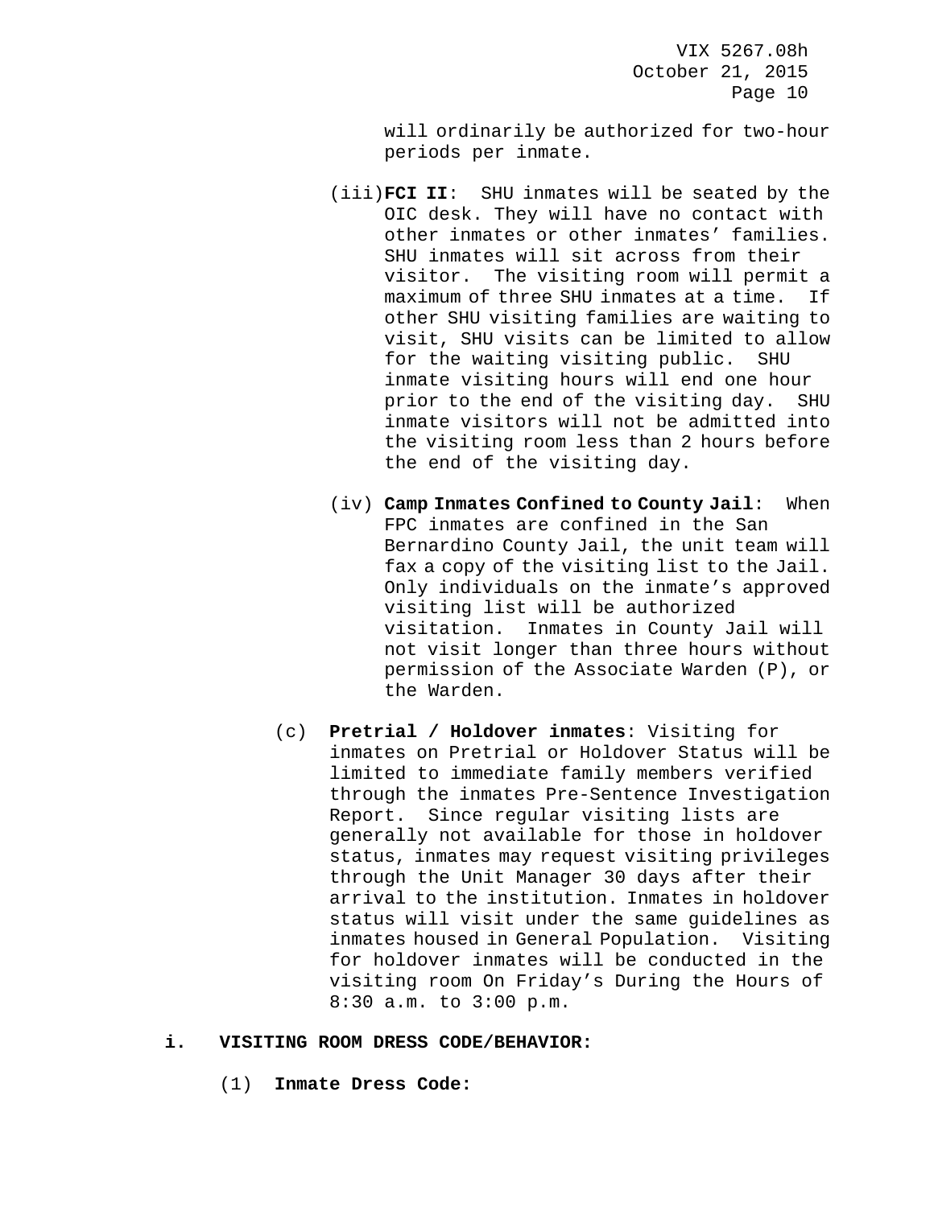will ordinarily be authorized for two-hour periods per inmate.

(iii) **FCI II**: SHU inmates will be seated by the OIC desk. They will have no contact with other inmates or other inmates' families. SHU inmates will sit across from their visitor. The visiting room will permit a maximum of three SHU inmates at a time. If other SHU visiting families are waiting to visit, SHU visits can be limited to allow for the waiting visiting public. SHU inmate visiting hours will end one hour prior to the end of the visiting day. SHU inmate visitors will not be admitted into the visiting room less than 2 hours before the end of the visiting day.

(iv) **Camp Inmates Confined to County Jail**: When FPC inmates are confined in the San Bernardino County Jail, the unit team will fax a copy of the visiting list to the Jail. Only individuals on the inmate's approved visiting list will be authorized visitation. Inmates in County Jail will not visit longer than three hours without permission of the Associate Warden (P), or the Warden.

(c) **Pretrial / Holdover inmates**: Visiting for inmates on Pretrial or Holdover Status will be limited to immediate family members verified through the inmates Pre-Sentence Investigation Report. Since regular visiting lists are generally not available for those in holdover status, inmates may request visiting privileges through the Unit Manager 30 days after their arrival to the institution. Inmates in holdover status will visit under the same guidelines as inmates housed in General Population. Visiting for holdover inmates will be conducted in the visiting room On Friday's During the Hours of 8:30 a.m. to 3:00 p.m.

**i. VISITING ROOM DRESS CODE/BEHAVIOR:**

(1) **Inmate Dress Code:**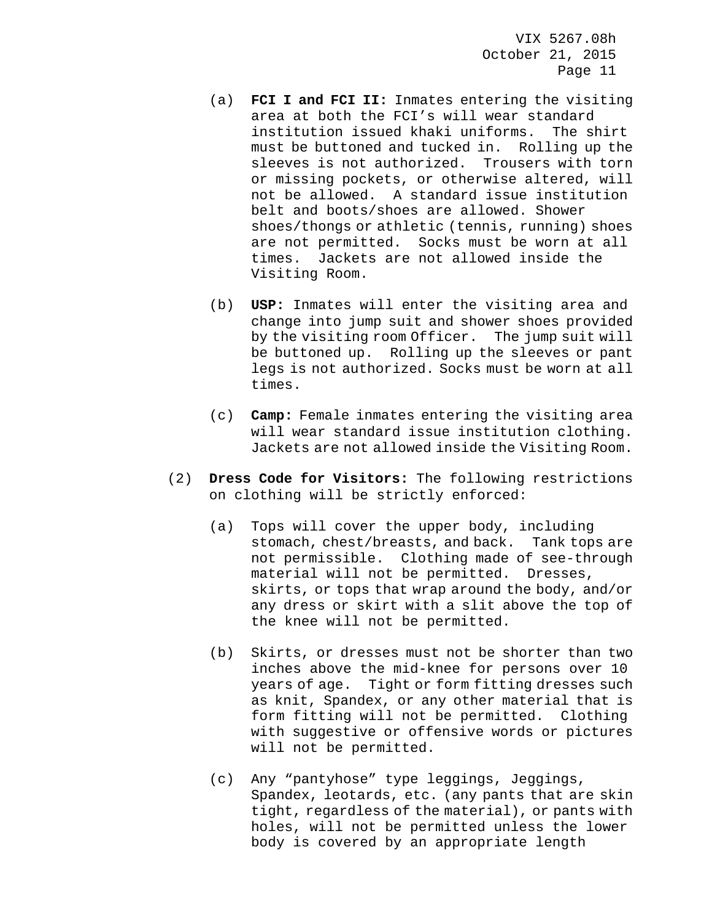(a) **FCI I and FCI II:** Inmates entering the visiting area at both the FCI's will wear standard institution issued khaki uniforms. The shirt must be buttoned and tucked in. Rolling up the sleeves is not authorized. Trousers with torn or missing pockets, or otherwise altered, will not be allowed. A standard issue institution belt and boots/shoes are allowed. Shower shoes/thongs or athletic (tennis, running) shoes are not permitted. Socks must be worn at all times. Jackets are not allowed inside the Visiting Room.

(b) **USP:** Inmates will enter the visiting area and change into jump suit and shower shoes provided by the visiting room Officer. The jump suit will be buttoned up. Rolling up the sleeves or pant legs is not authorized. Socks must be worn at all times.

(c) **Camp:** Female inmates entering the visiting area will wear standard issue institution clothing. Jackets are not allowed inside the Visiting Room.

(2) **Dress Code for Visitors:** The following restrictions on clothing will be strictly enforced:

(a) Tops will cover the upper body, including stomach, chest/breasts, and back. Tank tops are not permissible. Clothing made of see-through material will not be permitted. Dresses, skirts, or tops that wrap around the body, and/or any dress or skirt with a slit above the top of the knee will not be permitted.

(b) Skirts, or dresses must not be shorter than two inches above the mid-knee for persons over 10 years of age. Tight or form fitting dresses such as knit, Spandex, or any other material that is form fitting will not be permitted. Clothing with suggestive or offensive words or pictures will not be permitted.

(c) Any "pantyhose" type leggings, Jeggings, Spandex, leotards, etc. (any pants that are skin tight, regardless of the material), or pants with holes, will not be permitted unless the lower body is covered by an appropriate length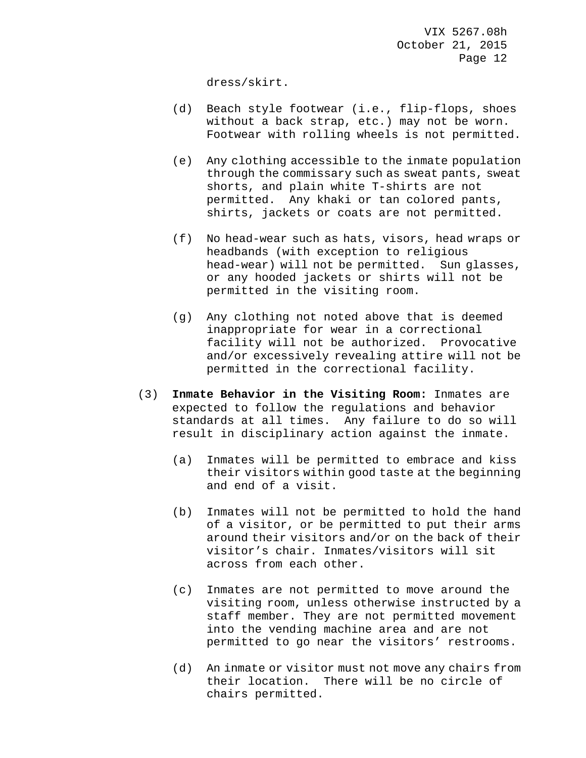dress/skirt.

(d) Beach style footwear (i.e., flip-flops, shoes without a back strap, etc.) may not be worn. Footwear with rolling wheels is not permitted.

(e) Any clothing accessible to the inmate population through the commissary such as sweat pants, sweat shorts, and plain white T-shirts are not permitted. Any khaki or tan colored pants, shirts, jackets or coats are not permitted.

(f) No head-wear such as hats, visors, head wraps or headbands (with exception to religious head-wear) will not be permitted. Sun glasses, or any hooded jackets or shirts will not be permitted in the visiting room.

(g) Any clothing not noted above that is deemed inappropriate for wear in a correctional facility will not be authorized. Provocative and/or excessively revealing attire will not be permitted in the correctional facility.

(3) **Inmate Behavior in the Visiting Room:** Inmates are expected to follow the regulations and behavior standards at all times. Any failure to do so will result in disciplinary action against the inmate.

(a) Inmates will be permitted to embrace and kiss their visitors within good taste at the beginning and end of a visit.

(b) Inmates will not be permitted to hold the hand of a visitor, or be permitted to put their arms around their visitors and/or on the back of their visitor's chair. Inmates/visitors will sit across from each other.

(c) Inmates are not permitted to move around the visiting room, unless otherwise instructed by a staff member. They are not permitted movement into the vending machine area and are not permitted to go near the visitors' restrooms.

(d) An inmate or visitor must not move any chairs from their location. There will be no circle of chairs permitted.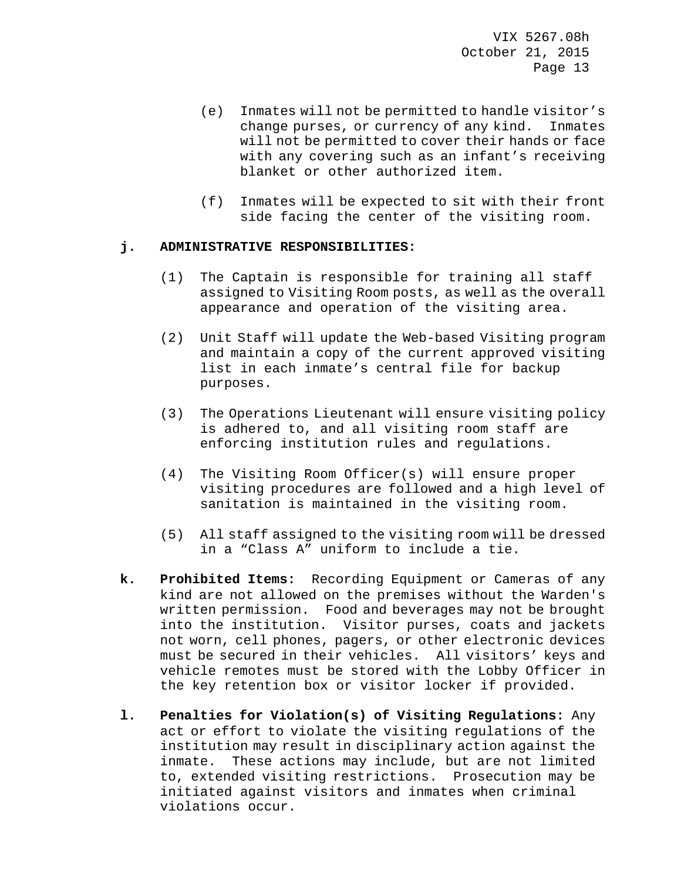(e) Inmates will not be permitted to handle visitor's change purses, or currency of any kind. Inmates will not be permitted to cover their hands or face with any covering such as an infant's receiving blanket or other authorized item.

(f) Inmates will be expected to sit with their front side facing the center of the visiting room.

**j. ADMINISTRATIVE RESPONSIBILITIES:**

(1) The Captain is responsible for training all staff assigned to Visiting Room posts, as well as the overall appearance and operation of the visiting area.

(2) Unit Staff will update the Web-based Visiting program and maintain a copy of the current approved visiting list in each inmate's central file for backup purposes.

(3) The Operations Lieutenant will ensure visiting policy is adhered to, and all visiting room staff are enforcing institution rules and regulations.

(4) The Visiting Room Officer(s) will ensure proper visiting procedures are followed and a high level of sanitation is maintained in the visiting room.

(5) All staff assigned to the visiting room will be dressed in a "Class A" uniform to include a tie.

**k. Prohibited Items:** Recording Equipment or Cameras of any kind are not allowed on the premises without the Warden's written permission. Food and beverages may not be brought into the institution. Visitor purses, coats and jackets not worn, cell phones, pagers, or other electronic devices must be secured in their vehicles. All visitors' keys and vehicle remotes must be stored with the Lobby Officer in the key retention box or visitor locker if provided.

**l. Penalties for Violation(s) of Visiting Regulations:** Any act or effort to violate the visiting regulations of the institution may result in disciplinary action against the inmate. These actions may include, but are not limited to, extended visiting restrictions. Prosecution may be initiated against visitors and inmates when criminal violations occur.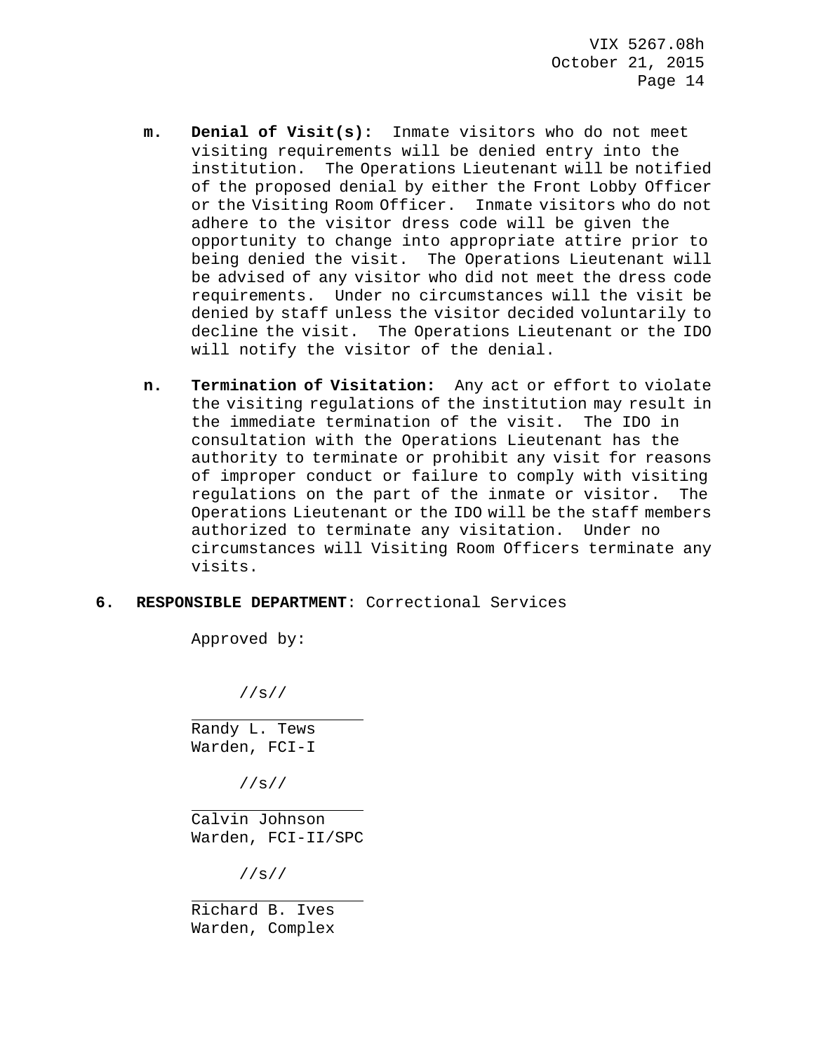**m. Denial of Visit(s):** Inmate visitors who do not meet visiting requirements will be denied entry into the institution. The Operations Lieutenant will be notified of the proposed denial by either the Front Lobby Officer or the Visiting Room Officer. Inmate visitors who do not adhere to the visitor dress code will be given the opportunity to change into appropriate attire prior to being denied the visit. The Operations Lieutenant will be advised of any visitor who did not meet the dress code requirements. Under no circumstances will the visit be denied by staff unless the visitor decided voluntarily to decline the visit. The Operations Lieutenant or the IDO will notify the visitor of the denial.

**n. Termination of Visitation:** Any act or effort to violate the visiting regulations of the institution may result in the immediate termination of the visit. The IDO in consultation with the Operations Lieutenant has the authority to terminate or prohibit any visit for reasons of improper conduct or failure to comply with visiting regulations on the part of the inmate or visitor. The Operations Lieutenant or the IDO will be the staff members authorized to terminate any visitation. Under no circumstances will Visiting Room Officers terminate any visits.

**6. RESPONSIBLE DEPARTMENT**: Correctional Services

Approved by:

//s//

Randy L. Tews
Warden, FCI-I

//s//

Calvin Johnson
Warden, FCI-II/SPC

//s//

Richard B. Ives
Warden, Complex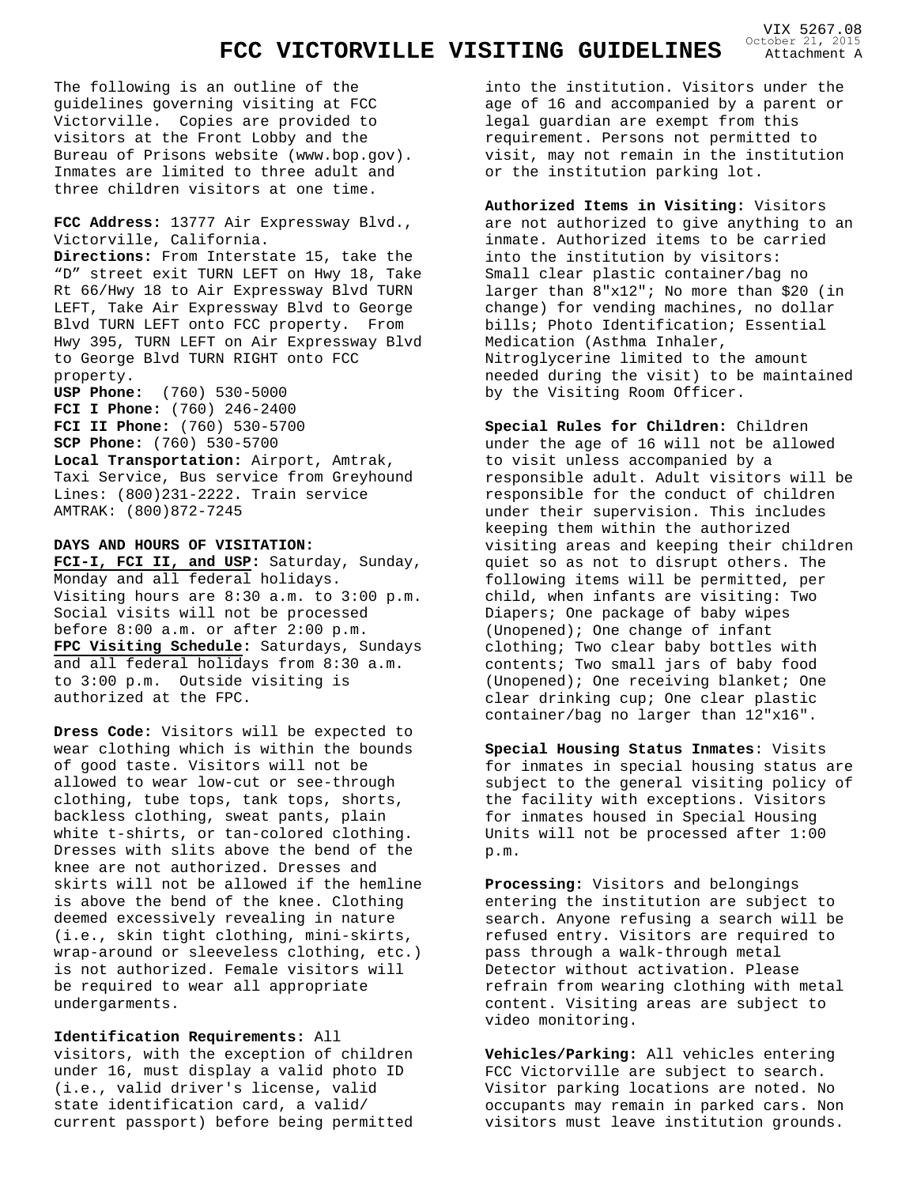VIX 5267.08
October 21, 2015
Attachment A

# FCC VICTORVILLE VISITING GUIDELINES

The following is an outline of the guidelines governing visiting at FCC Victorville. Copies are provided to visitors at the Front Lobby and the Bureau of Prisons website (www.bop.gov). Inmates are limited to three adult and three children visitors at one time.

**FCC Address:** 13777 Air Expressway Blvd., Victorville, California.
**Directions:** From Interstate 15, take the "D" street exit TURN LEFT on Hwy 18, Take Rt 66/Hwy 18 to Air Expressway Blvd TURN LEFT, Take Air Expressway Blvd to George Blvd TURN LEFT onto FCC property. From Hwy 395, TURN LEFT on Air Expressway Blvd to George Blvd TURN RIGHT onto FCC property.
**USP Phone:** (760) 530-5000
**FCI I Phone:** (760) 246-2400
**FCI II Phone:** (760) 530-5700
**SCP Phone:** (760) 530-5700
**Local Transportation:** Airport, Amtrak, Taxi Service, Bus service from Greyhound Lines: (800)231-2222. Train service AMTRAK: (800)872-7245

**DAYS AND HOURS OF VISITATION:**
**FCI-I, FCI II, and USP:** Saturday, Sunday, Monday and all federal holidays. Visiting hours are 8:30 a.m. to 3:00 p.m. Social visits will not be processed before 8:00 a.m. or after 2:00 p.m.
**FPC Visiting Schedule:** Saturdays, Sundays and all federal holidays from 8:30 a.m. to 3:00 p.m. Outside visiting is authorized at the FPC.

**Dress Code:** Visitors will be expected to wear clothing which is within the bounds of good taste. Visitors will not be allowed to wear low-cut or see-through clothing, tube tops, tank tops, shorts, backless clothing, sweat pants, plain white t-shirts, or tan-colored clothing. Dresses with slits above the bend of the knee are not authorized. Dresses and skirts will not be allowed if the hemline is above the bend of the knee. Clothing deemed excessively revealing in nature (i.e., skin tight clothing, mini-skirts, wrap-around or sleeveless clothing, etc.) is not authorized. Female visitors will be required to wear all appropriate undergarments.

**Identification Requirements:** All visitors, with the exception of children under 16, must display a valid photo ID (i.e., valid driver's license, valid state identification card, a valid/ current passport) before being permitted into the institution. Visitors under the age of 16 and accompanied by a parent or legal guardian are exempt from this requirement. Persons not permitted to visit, may not remain in the institution or the institution parking lot.

**Authorized Items in Visiting:** Visitors are not authorized to give anything to an inmate. Authorized items to be carried into the institution by visitors: Small clear plastic container/bag no larger than 8"x12"; No more than $20 (in change) for vending machines, no dollar bills; Photo Identification; Essential Medication (Asthma Inhaler, Nitroglycerine limited to the amount needed during the visit) to be maintained by the Visiting Room Officer.

**Special Rules for Children:** Children under the age of 16 will not be allowed to visit unless accompanied by a responsible adult. Adult visitors will be responsible for the conduct of children under their supervision. This includes keeping them within the authorized visiting areas and keeping their children quiet so as not to disrupt others. The following items will be permitted, per child, when infants are visiting: Two Diapers; One package of baby wipes (Unopened); One change of infant clothing; Two clear baby bottles with contents; Two small jars of baby food (Unopened); One receiving blanket; One clear drinking cup; One clear plastic container/bag no larger than 12"x16".

**Special Housing Status Inmates**: Visits for inmates in special housing status are subject to the general visiting policy of the facility with exceptions. Visitors for inmates housed in Special Housing Units will not be processed after 1:00 p.m.

**Processing:** Visitors and belongings entering the institution are subject to search. Anyone refusing a search will be refused entry. Visitors are required to pass through a walk-through metal Detector without activation. Please refrain from wearing clothing with metal content. Visiting areas are subject to video monitoring.

**Vehicles/Parking:** All vehicles entering FCC Victorville are subject to search. Visitor parking locations are noted. No occupants may remain in parked cars. Non visitors must leave institution grounds.